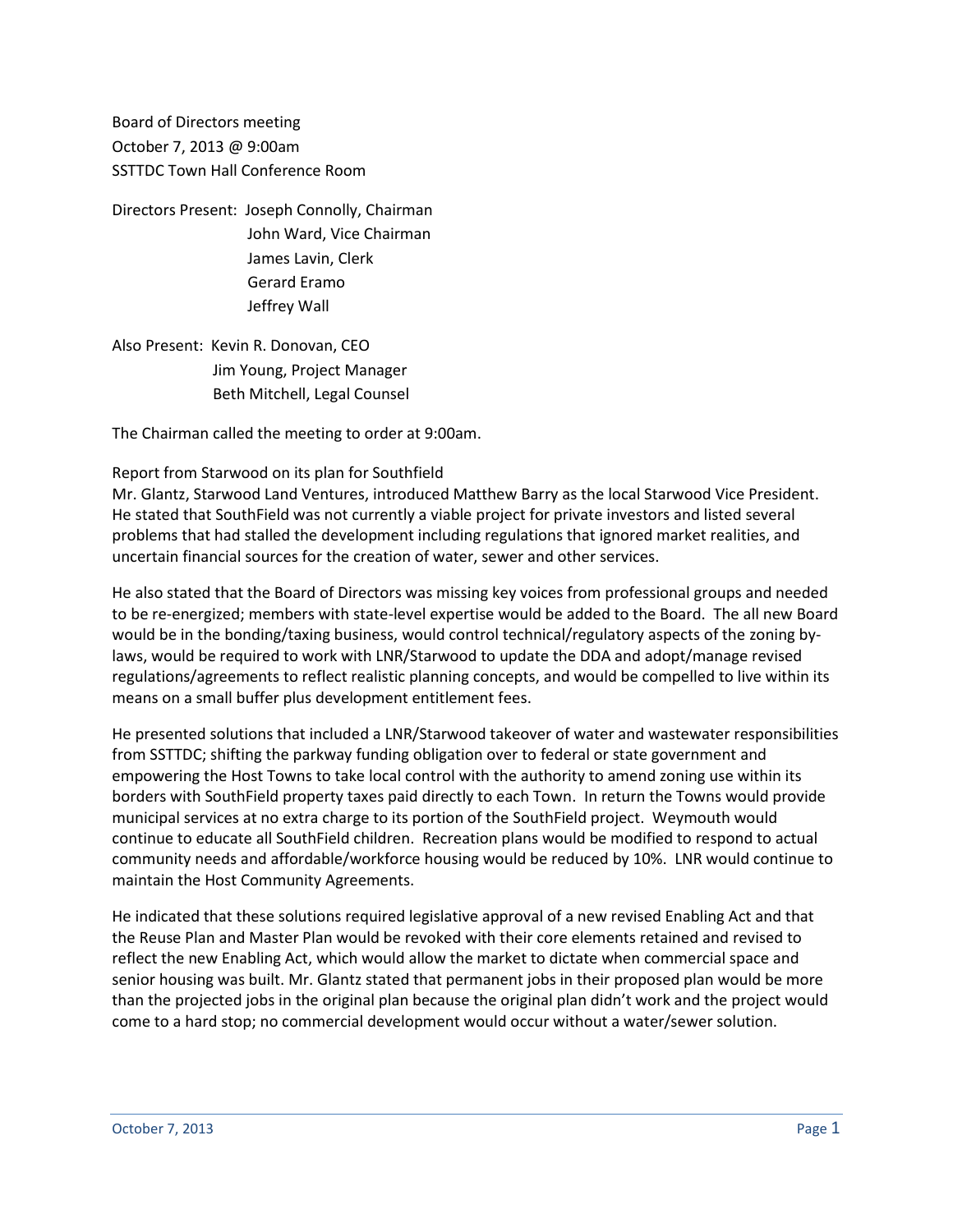Board of Directors meeting
October 7, 2013 @ 9:00am
SSTTDC Town Hall Conference Room

Directors Present: Joseph Connolly, Chairman
John Ward, Vice Chairman
James Lavin, Clerk
Gerard Eramo
Jeffrey Wall

Also Present: Kevin R. Donovan, CEO
Jim Young, Project Manager
Beth Mitchell, Legal Counsel

The Chairman called the meeting to order at 9:00am.

Report from Starwood on its plan for Southfield
Mr. Glantz, Starwood Land Ventures, introduced Matthew Barry as the local Starwood Vice President. He stated that SouthField was not currently a viable project for private investors and listed several problems that had stalled the development including regulations that ignored market realities, and uncertain financial sources for the creation of water, sewer and other services.

He also stated that the Board of Directors was missing key voices from professional groups and needed to be re-energized; members with state-level expertise would be added to the Board. The all new Board would be in the bonding/taxing business, would control technical/regulatory aspects of the zoning by-laws, would be required to work with LNR/Starwood to update the DDA and adopt/manage revised regulations/agreements to reflect realistic planning concepts, and would be compelled to live within its means on a small buffer plus development entitlement fees.

He presented solutions that included a LNR/Starwood takeover of water and wastewater responsibilities from SSTTDC; shifting the parkway funding obligation over to federal or state government and empowering the Host Towns to take local control with the authority to amend zoning use within its borders with SouthField property taxes paid directly to each Town. In return the Towns would provide municipal services at no extra charge to its portion of the SouthField project. Weymouth would continue to educate all SouthField children. Recreation plans would be modified to respond to actual community needs and affordable/workforce housing would be reduced by 10%. LNR would continue to maintain the Host Community Agreements.

He indicated that these solutions required legislative approval of a new revised Enabling Act and that the Reuse Plan and Master Plan would be revoked with their core elements retained and revised to reflect the new Enabling Act, which would allow the market to dictate when commercial space and senior housing was built. Mr. Glantz stated that permanent jobs in their proposed plan would be more than the projected jobs in the original plan because the original plan didn't work and the project would come to a hard stop; no commercial development would occur without a water/sewer solution.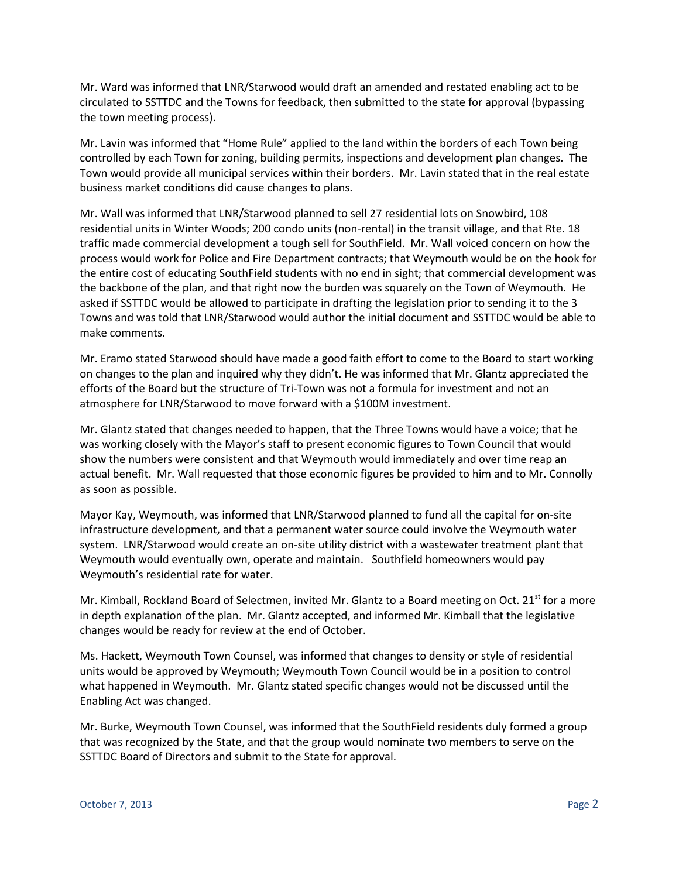Mr. Ward was informed that LNR/Starwood would draft an amended and restated enabling act to be circulated to SSTTDC and the Towns for feedback, then submitted to the state for approval (bypassing the town meeting process).

Mr. Lavin was informed that "Home Rule" applied to the land within the borders of each Town being controlled by each Town for zoning, building permits, inspections and development plan changes. The Town would provide all municipal services within their borders. Mr. Lavin stated that in the real estate business market conditions did cause changes to plans.

Mr. Wall was informed that LNR/Starwood planned to sell 27 residential lots on Snowbird, 108 residential units in Winter Woods; 200 condo units (non-rental) in the transit village, and that Rte. 18 traffic made commercial development a tough sell for SouthField. Mr. Wall voiced concern on how the process would work for Police and Fire Department contracts; that Weymouth would be on the hook for the entire cost of educating SouthField students with no end in sight; that commercial development was the backbone of the plan, and that right now the burden was squarely on the Town of Weymouth. He asked if SSTTDC would be allowed to participate in drafting the legislation prior to sending it to the 3 Towns and was told that LNR/Starwood would author the initial document and SSTTDC would be able to make comments.

Mr. Eramo stated Starwood should have made a good faith effort to come to the Board to start working on changes to the plan and inquired why they didn't. He was informed that Mr. Glantz appreciated the efforts of the Board but the structure of Tri-Town was not a formula for investment and not an atmosphere for LNR/Starwood to move forward with a $100M investment.

Mr. Glantz stated that changes needed to happen, that the Three Towns would have a voice; that he was working closely with the Mayor's staff to present economic figures to Town Council that would show the numbers were consistent and that Weymouth would immediately and over time reap an actual benefit. Mr. Wall requested that those economic figures be provided to him and to Mr. Connolly as soon as possible.

Mayor Kay, Weymouth, was informed that LNR/Starwood planned to fund all the capital for on-site infrastructure development, and that a permanent water source could involve the Weymouth water system. LNR/Starwood would create an on-site utility district with a wastewater treatment plant that Weymouth would eventually own, operate and maintain. Southfield homeowners would pay Weymouth's residential rate for water.

Mr. Kimball, Rockland Board of Selectmen, invited Mr. Glantz to a Board meeting on Oct. 21st for a more in depth explanation of the plan. Mr. Glantz accepted, and informed Mr. Kimball that the legislative changes would be ready for review at the end of October.

Ms. Hackett, Weymouth Town Counsel, was informed that changes to density or style of residential units would be approved by Weymouth; Weymouth Town Council would be in a position to control what happened in Weymouth. Mr. Glantz stated specific changes would not be discussed until the Enabling Act was changed.

Mr. Burke, Weymouth Town Counsel, was informed that the SouthField residents duly formed a group that was recognized by the State, and that the group would nominate two members to serve on the SSTTDC Board of Directors and submit to the State for approval.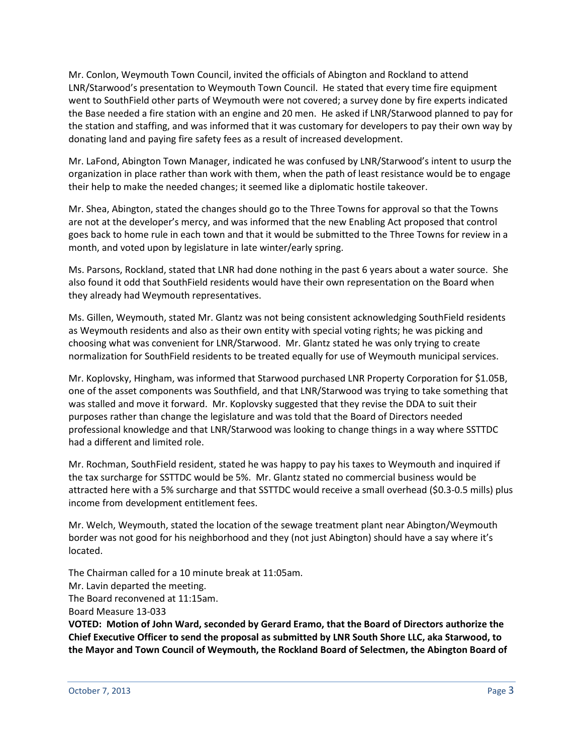Mr. Conlon, Weymouth Town Council, invited the officials of Abington and Rockland to attend LNR/Starwood's presentation to Weymouth Town Council. He stated that every time fire equipment went to SouthField other parts of Weymouth were not covered; a survey done by fire experts indicated the Base needed a fire station with an engine and 20 men. He asked if LNR/Starwood planned to pay for the station and staffing, and was informed that it was customary for developers to pay their own way by donating land and paying fire safety fees as a result of increased development.

Mr. LaFond, Abington Town Manager, indicated he was confused by LNR/Starwood's intent to usurp the organization in place rather than work with them, when the path of least resistance would be to engage their help to make the needed changes; it seemed like a diplomatic hostile takeover.

Mr. Shea, Abington, stated the changes should go to the Three Towns for approval so that the Towns are not at the developer's mercy, and was informed that the new Enabling Act proposed that control goes back to home rule in each town and that it would be submitted to the Three Towns for review in a month, and voted upon by legislature in late winter/early spring.

Ms. Parsons, Rockland, stated that LNR had done nothing in the past 6 years about a water source. She also found it odd that SouthField residents would have their own representation on the Board when they already had Weymouth representatives.

Ms. Gillen, Weymouth, stated Mr. Glantz was not being consistent acknowledging SouthField residents as Weymouth residents and also as their own entity with special voting rights; he was picking and choosing what was convenient for LNR/Starwood. Mr. Glantz stated he was only trying to create normalization for SouthField residents to be treated equally for use of Weymouth municipal services.

Mr. Koplovsky, Hingham, was informed that Starwood purchased LNR Property Corporation for $1.05B, one of the asset components was Southfield, and that LNR/Starwood was trying to take something that was stalled and move it forward. Mr. Koplovsky suggested that they revise the DDA to suit their purposes rather than change the legislature and was told that the Board of Directors needed professional knowledge and that LNR/Starwood was looking to change things in a way where SSTTDC had a different and limited role.

Mr. Rochman, SouthField resident, stated he was happy to pay his taxes to Weymouth and inquired if the tax surcharge for SSTTDC would be 5%. Mr. Glantz stated no commercial business would be attracted here with a 5% surcharge and that SSTTDC would receive a small overhead ($0.3-0.5 mills) plus income from development entitlement fees.

Mr. Welch, Weymouth, stated the location of the sewage treatment plant near Abington/Weymouth border was not good for his neighborhood and they (not just Abington) should have a say where it's located.

The Chairman called for a 10 minute break at 11:05am.
Mr. Lavin departed the meeting.
The Board reconvened at 11:15am.
Board Measure 13-033

**VOTED: Motion of John Ward, seconded by Gerard Eramo, that the Board of Directors authorize the Chief Executive Officer to send the proposal as submitted by LNR South Shore LLC, aka Starwood, to the Mayor and Town Council of Weymouth, the Rockland Board of Selectmen, the Abington Board of**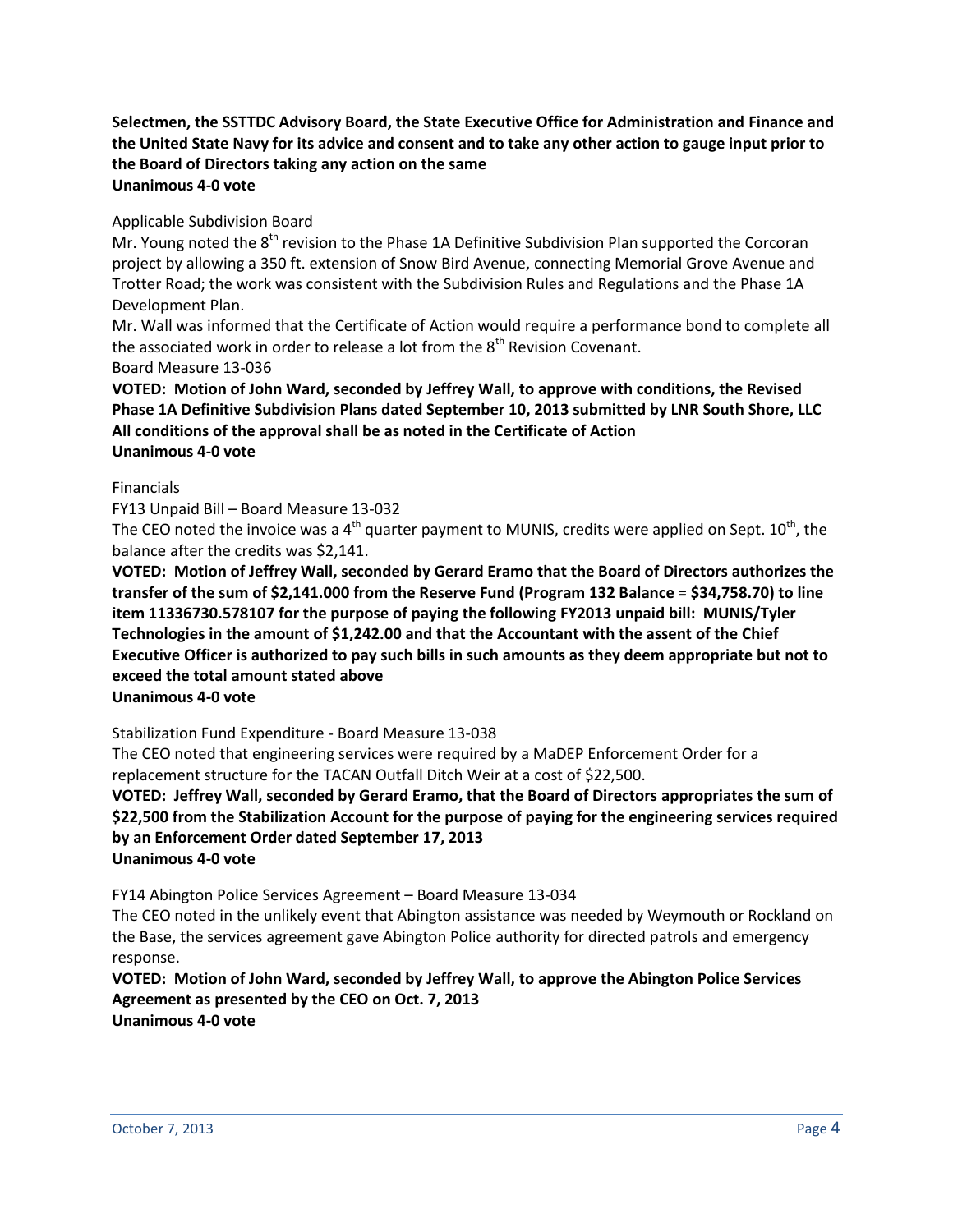**Selectmen, the SSTTDC Advisory Board, the State Executive Office for Administration and Finance and the United State Navy for its advice and consent and to take any other action to gauge input prior to the Board of Directors taking any action on the same**
**Unanimous 4-0 vote**

Applicable Subdivision Board

Mr. Young noted the 8th revision to the Phase 1A Definitive Subdivision Plan supported the Corcoran project by allowing a 350 ft. extension of Snow Bird Avenue, connecting Memorial Grove Avenue and Trotter Road; the work was consistent with the Subdivision Rules and Regulations and the Phase 1A Development Plan.

Mr. Wall was informed that the Certificate of Action would require a performance bond to complete all the associated work in order to release a lot from the 8th Revision Covenant.

Board Measure 13-036

**VOTED: Motion of John Ward, seconded by Jeffrey Wall, to approve with conditions, the Revised Phase 1A Definitive Subdivision Plans dated September 10, 2013 submitted by LNR South Shore, LLC All conditions of the approval shall be as noted in the Certificate of Action**
**Unanimous 4-0 vote**

Financials

FY13 Unpaid Bill – Board Measure 13-032

The CEO noted the invoice was a 4th quarter payment to MUNIS, credits were applied on Sept. 10th, the balance after the credits was $2,141.

**VOTED: Motion of Jeffrey Wall, seconded by Gerard Eramo that the Board of Directors authorizes the transfer of the sum of $2,141.000 from the Reserve Fund (Program 132 Balance = $34,758.70) to line item 11336730.578107 for the purpose of paying the following FY2013 unpaid bill: MUNIS/Tyler Technologies in the amount of $1,242.00 and that the Accountant with the assent of the Chief Executive Officer is authorized to pay such bills in such amounts as they deem appropriate but not to exceed the total amount stated above**
**Unanimous 4-0 vote**

Stabilization Fund Expenditure - Board Measure 13-038

The CEO noted that engineering services were required by a MaDEP Enforcement Order for a replacement structure for the TACAN Outfall Ditch Weir at a cost of $22,500.

**VOTED: Jeffrey Wall, seconded by Gerard Eramo, that the Board of Directors appropriates the sum of $22,500 from the Stabilization Account for the purpose of paying for the engineering services required by an Enforcement Order dated September 17, 2013**
**Unanimous 4-0 vote**

FY14 Abington Police Services Agreement – Board Measure 13-034

The CEO noted in the unlikely event that Abington assistance was needed by Weymouth or Rockland on the Base, the services agreement gave Abington Police authority for directed patrols and emergency response.

**VOTED: Motion of John Ward, seconded by Jeffrey Wall, to approve the Abington Police Services Agreement as presented by the CEO on Oct. 7, 2013**
**Unanimous 4-0 vote**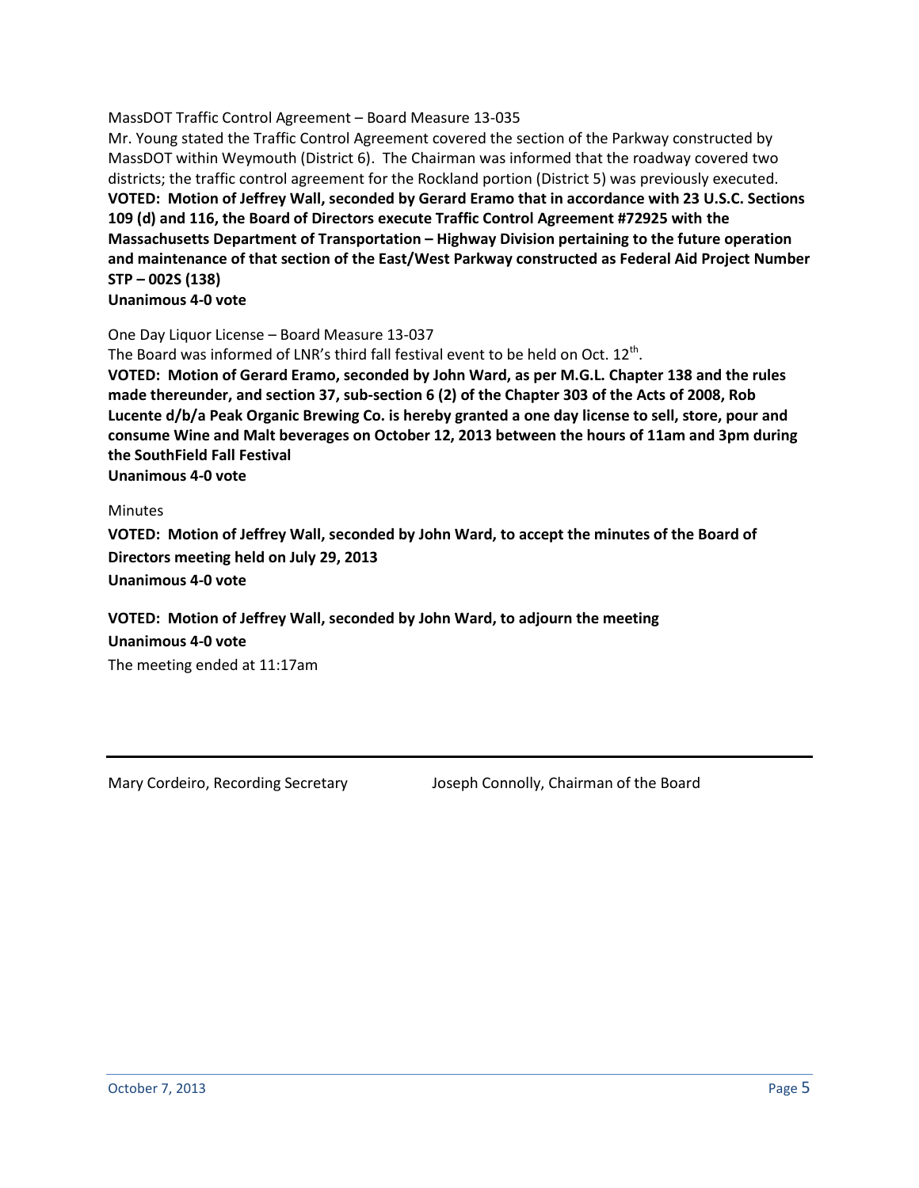MassDOT Traffic Control Agreement – Board Measure 13-035

Mr. Young stated the Traffic Control Agreement covered the section of the Parkway constructed by MassDOT within Weymouth (District 6). The Chairman was informed that the roadway covered two districts; the traffic control agreement for the Rockland portion (District 5) was previously executed.

**VOTED: Motion of Jeffrey Wall, seconded by Gerard Eramo that in accordance with 23 U.S.C. Sections 109 (d) and 116, the Board of Directors execute Traffic Control Agreement #72925 with the Massachusetts Department of Transportation – Highway Division pertaining to the future operation and maintenance of that section of the East/West Parkway constructed as Federal Aid Project Number STP – 002S (138)**
**Unanimous 4-0 vote**

One Day Liquor License – Board Measure 13-037

The Board was informed of LNR's third fall festival event to be held on Oct. 12th.

**VOTED: Motion of Gerard Eramo, seconded by John Ward, as per M.G.L. Chapter 138 and the rules made thereunder, and section 37, sub-section 6 (2) of the Chapter 303 of the Acts of 2008, Rob Lucente d/b/a Peak Organic Brewing Co. is hereby granted a one day license to sell, store, pour and consume Wine and Malt beverages on October 12, 2013 between the hours of 11am and 3pm during the SouthField Fall Festival**
**Unanimous 4-0 vote**

Minutes

**VOTED: Motion of Jeffrey Wall, seconded by John Ward, to accept the minutes of the Board of Directors meeting held on July 29, 2013**
**Unanimous 4-0 vote**

**VOTED: Motion of Jeffrey Wall, seconded by John Ward, to adjourn the meeting**
**Unanimous 4-0 vote**

The meeting ended at 11:17am

---

Mary Cordeiro, Recording Secretary	Joseph Connolly, Chairman of the Board